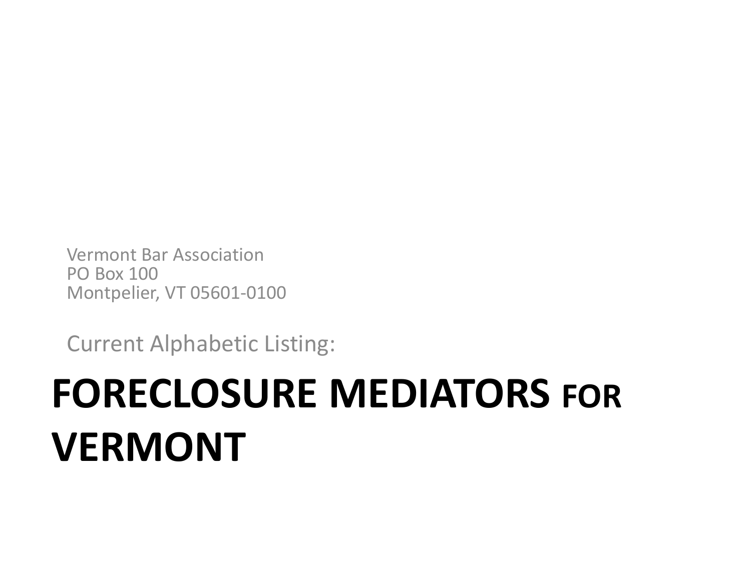Vermont Bar Association
PO Box 100
Montpelier, VT 05601-0100

Current Alphabetic Listing:

# FORECLOSURE MEDIATORS FOR VERMONT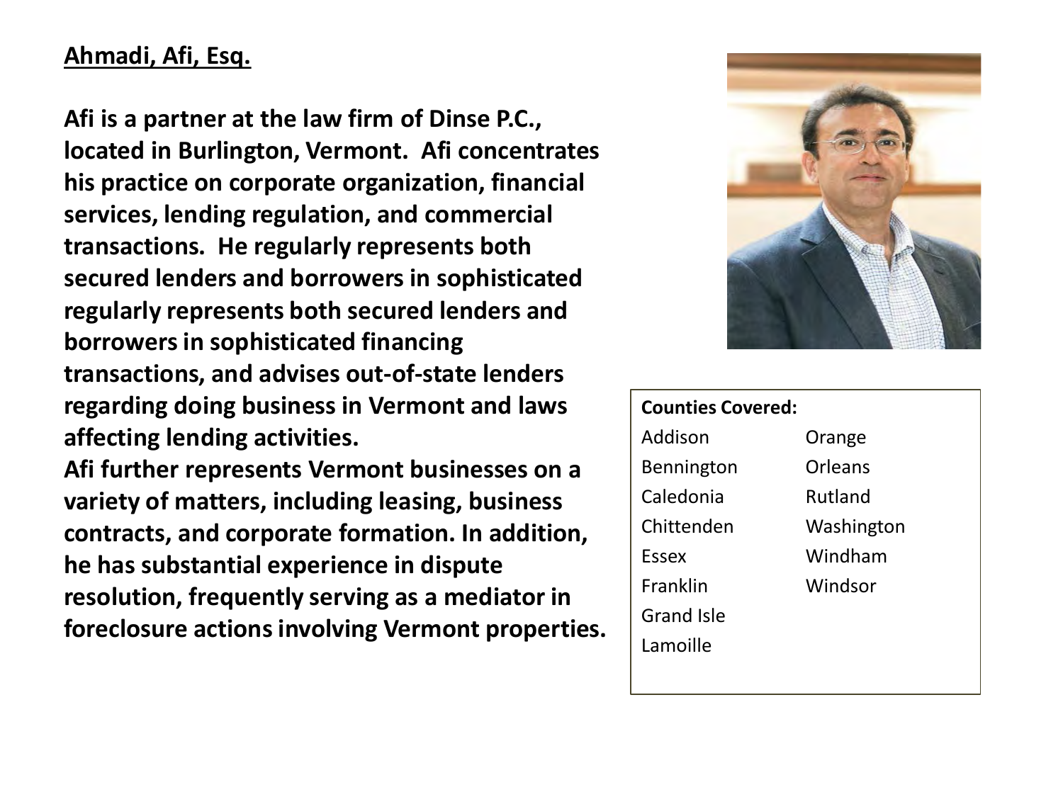**Ahmadi, Afi, Esq.**

**Afi is a partner at the law firm of Dinse P.C., located in Burlington, Vermont. Afi concentrates his practice on corporate organization, financial services, lending regulation, and commercial transactions. He regularly represents both secured lenders and borrowers in sophisticated regularly represents both secured lenders and borrowers in sophisticated financing transactions, and advises out-of-state lenders regarding doing business in Vermont and laws affecting lending activities.**

**Afi further represents Vermont businesses on a variety of matters, including leasing, business contracts, and corporate formation. In addition, he has substantial experience in dispute resolution, frequently serving as a mediator in foreclosure actions involving Vermont properties.**

**Counties Covered:**

- Addison
- Bennington
- Caledonia
- Chittenden
- Essex
- Franklin
- Grand Isle
- Lamoille
- Orange
- Orleans
- Rutland
- Washington
- Windham
- Windsor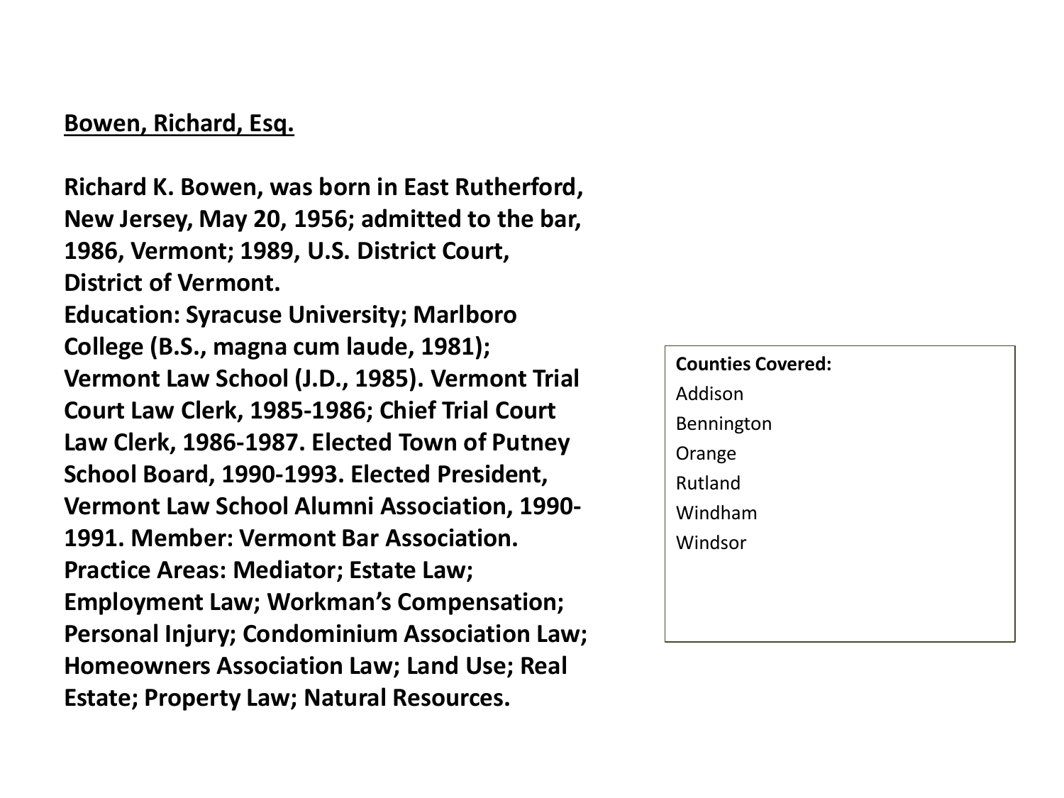**<u>Bowen, Richard, Esq.</u>**

**Richard K. Bowen, was born in East Rutherford, New Jersey, May 20, 1956; admitted to the bar, 1986, Vermont; 1989, U.S. District Court, District of Vermont.**
**Education: Syracuse University; Marlboro College (B.S., magna cum laude, 1981); Vermont Law School (J.D., 1985). Vermont Trial Court Law Clerk, 1985-1986; Chief Trial Court Law Clerk, 1986-1987. Elected Town of Putney School Board, 1990-1993. Elected President, Vermont Law School Alumni Association, 1990-1991. Member: Vermont Bar Association.**
**Practice Areas: Mediator; Estate Law; Employment Law; Workman's Compensation; Personal Injury; Condominium Association Law; Homeowners Association Law; Land Use; Real Estate; Property Law; Natural Resources.**

**Counties Covered:**
Addison
Bennington
Orange
Rutland
Windham
Windsor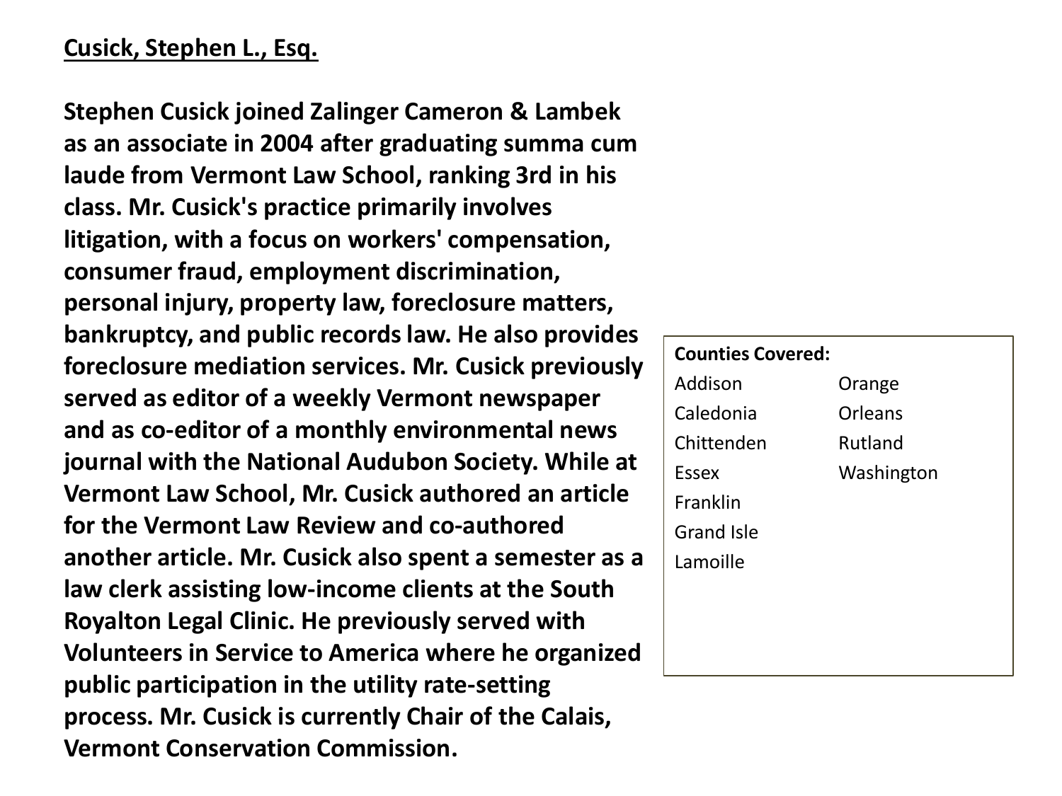**Cusick, Stephen L., Esq.**

**Stephen Cusick joined Zalinger Cameron & Lambek as an associate in 2004 after graduating summa cum laude from Vermont Law School, ranking 3rd in his class. Mr. Cusick's practice primarily involves litigation, with a focus on workers' compensation, consumer fraud, employment discrimination, personal injury, property law, foreclosure matters, bankruptcy, and public records law. He also provides foreclosure mediation services. Mr. Cusick previously served as editor of a weekly Vermont newspaper and as co-editor of a monthly environmental news journal with the National Audubon Society. While at Vermont Law School, Mr. Cusick authored an article for the Vermont Law Review and co-authored another article. Mr. Cusick also spent a semester as a law clerk assisting low-income clients at the South Royalton Legal Clinic. He previously served with Volunteers in Service to America where he organized public participation in the utility rate-setting process. Mr. Cusick is currently Chair of the Calais, Vermont Conservation Commission.**

**Counties Covered:**

- Addison
- Caledonia
- Chittenden
- Essex
- Franklin
- Grand Isle
- Lamoille
- Orange
- Orleans
- Rutland
- Washington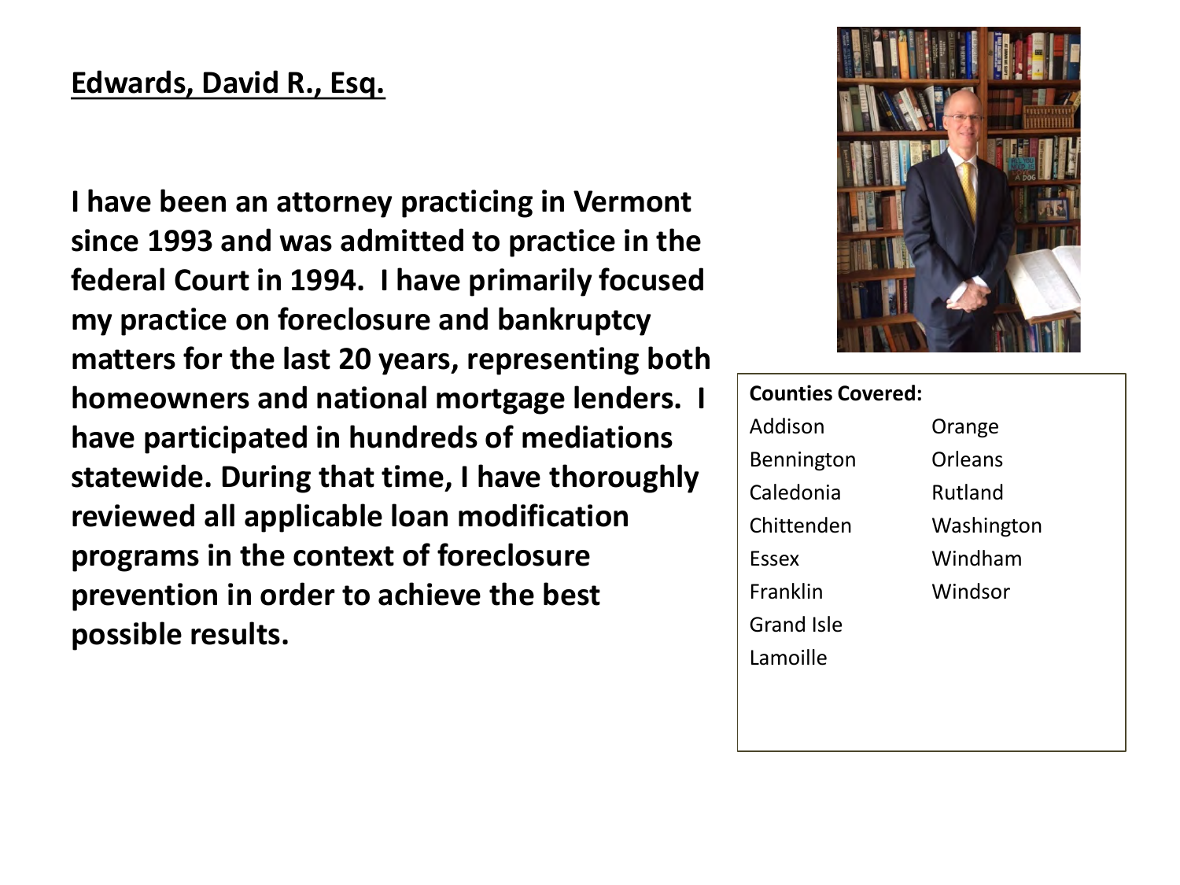## Edwards, David R., Esq.

**I have been an attorney practicing in Vermont since 1993 and was admitted to practice in the federal Court in 1994. I have primarily focused my practice on foreclosure and bankruptcy matters for the last 20 years, representing both homeowners and national mortgage lenders. I have participated in hundreds of mediations statewide. During that time, I have thoroughly reviewed all applicable loan modification programs in the context of foreclosure prevention in order to achieve the best possible results.**

**Counties Covered:**

| | |
|---|---|
| Addison | Orange |
| Bennington | Orleans |
| Caledonia | Rutland |
| Chittenden | Washington |
| Essex | Windham |
| Franklin | Windsor |
| Grand Isle | |
| Lamoille | |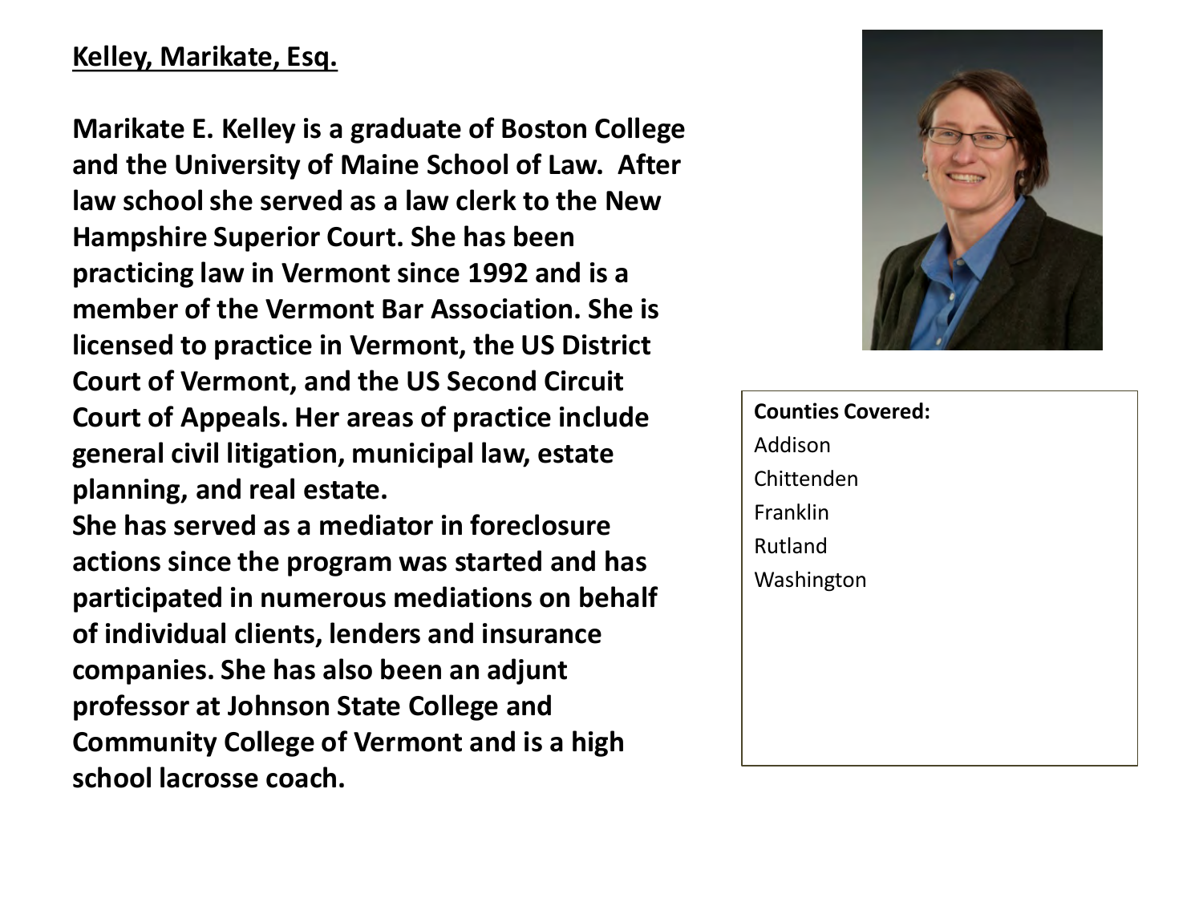**Kelley, Marikate, Esq.**

**Marikate E. Kelley is a graduate of Boston College and the University of Maine School of Law. After law school she served as a law clerk to the New Hampshire Superior Court. She has been practicing law in Vermont since 1992 and is a member of the Vermont Bar Association. She is licensed to practice in Vermont, the US District Court of Vermont, and the US Second Circuit Court of Appeals. Her areas of practice include general civil litigation, municipal law, estate planning, and real estate.**

**She has served as a mediator in foreclosure actions since the program was started and has participated in numerous mediations on behalf of individual clients, lenders and insurance companies. She has also been an adjunt professor at Johnson State College and Community College of Vermont and is a high school lacrosse coach.**

**Counties Covered:**

Addison
Chittenden
Franklin
Rutland
Washington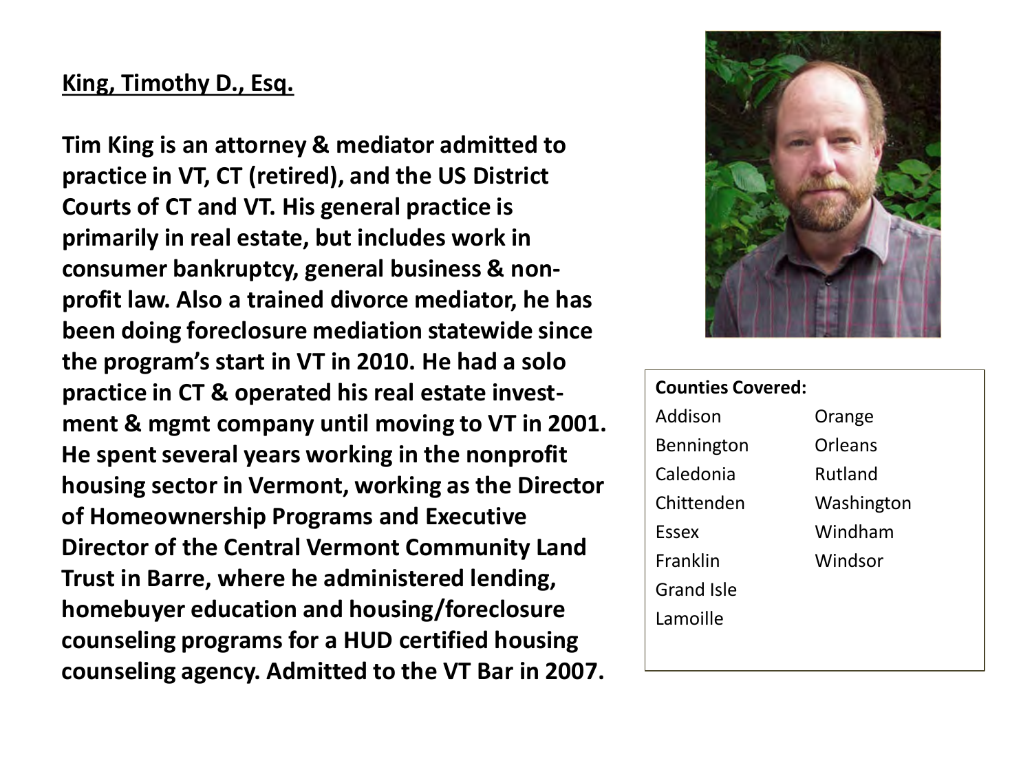**King, Timothy D., Esq.**

**Tim King is an attorney & mediator admitted to practice in VT, CT (retired), and the US District Courts of CT and VT. His general practice is primarily in real estate, but includes work in consumer bankruptcy, general business & non-profit law. Also a trained divorce mediator, he has been doing foreclosure mediation statewide since the program's start in VT in 2010. He had a solo practice in CT & operated his real estate investment & mgmt company until moving to VT in 2001. He spent several years working in the nonprofit housing sector in Vermont, working as the Director of Homeownership Programs and Executive Director of the Central Vermont Community Land Trust in Barre, where he administered lending, homebuyer education and housing/foreclosure counseling programs for a HUD certified housing counseling agency. Admitted to the VT Bar in 2007.**

**Counties Covered:**

- Addison
- Bennington
- Caledonia
- Chittenden
- Essex
- Franklin
- Grand Isle
- Lamoille
- Orange
- Orleans
- Rutland
- Washington
- Windham
- Windsor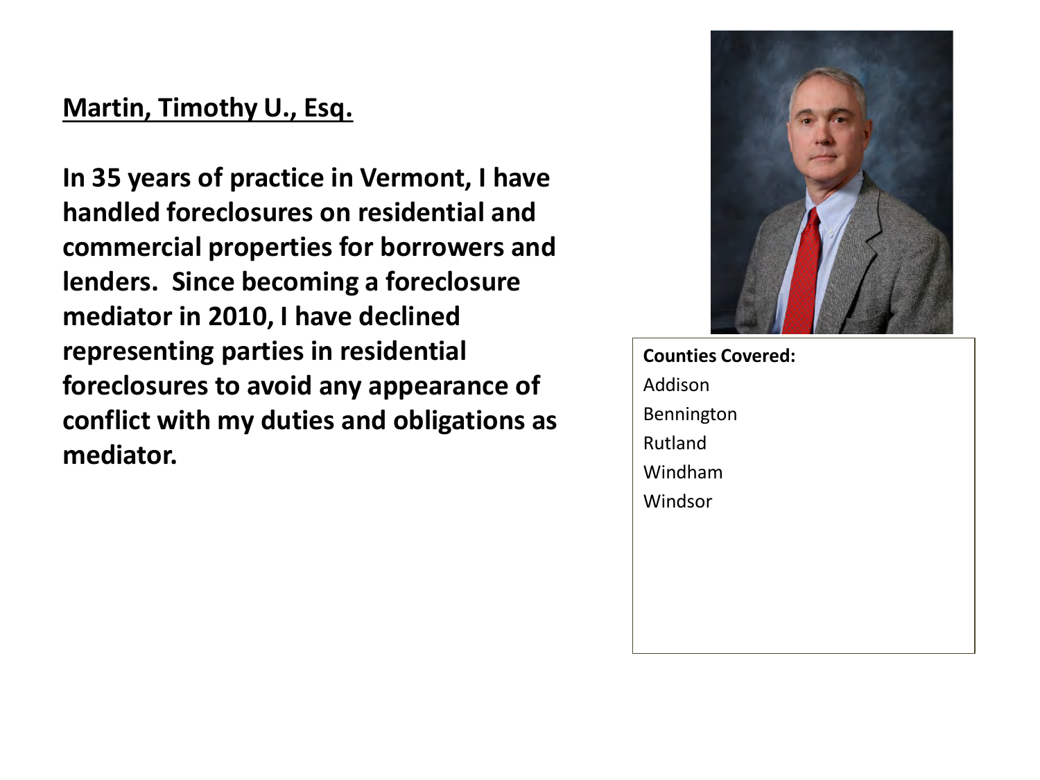**Martin, Timothy U., Esq.**

**In 35 years of practice in Vermont, I have handled foreclosures on residential and commercial properties for borrowers and lenders. Since becoming a foreclosure mediator in 2010, I have declined representing parties in residential foreclosures to avoid any appearance of conflict with my duties and obligations as mediator.**

**Counties Covered:**

Addison

Bennington

Rutland

Windham

Windsor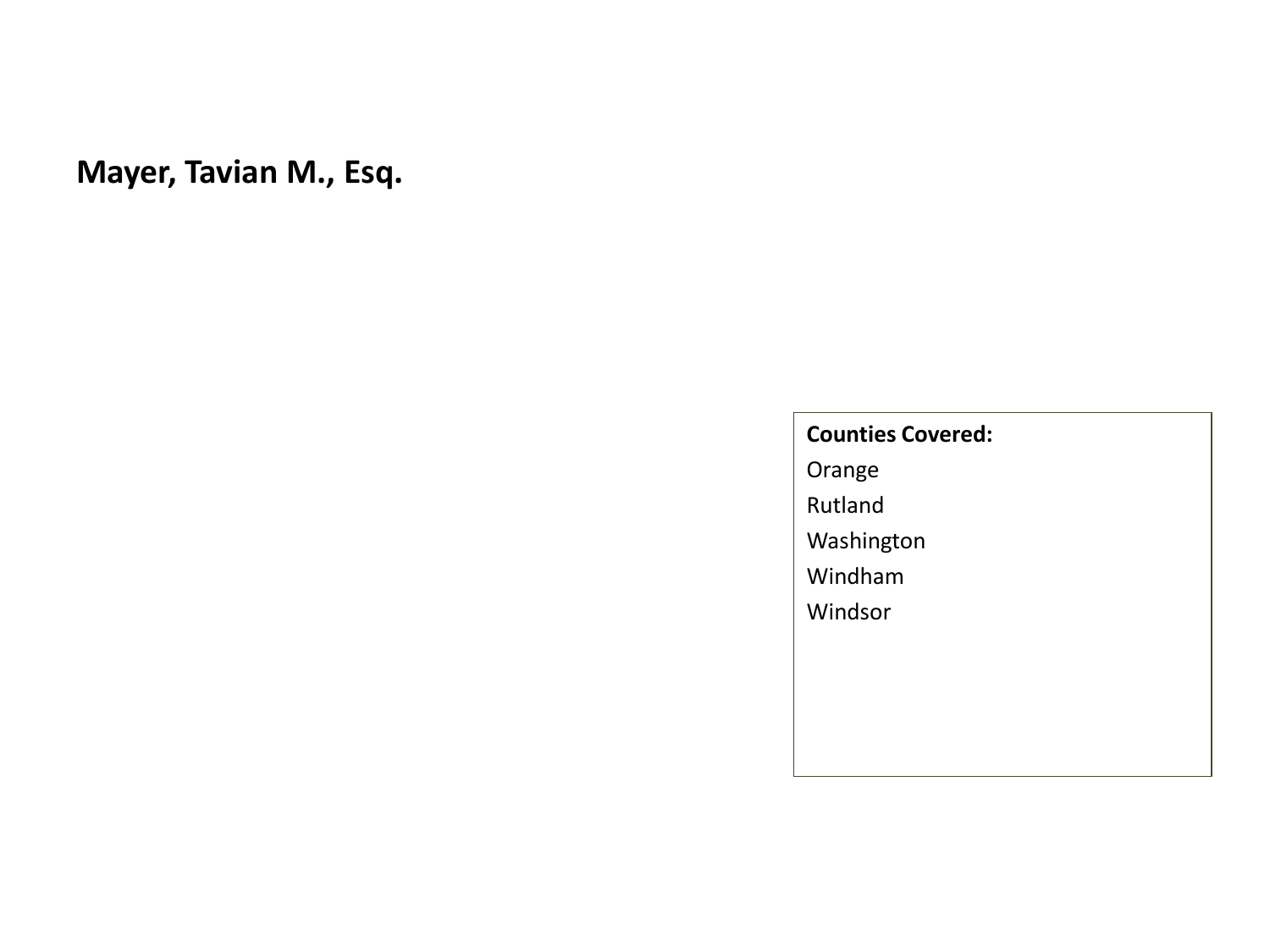**Mayer, Tavian M., Esq.**

**Counties Covered:**

Orange

Rutland

Washington

Windham

Windsor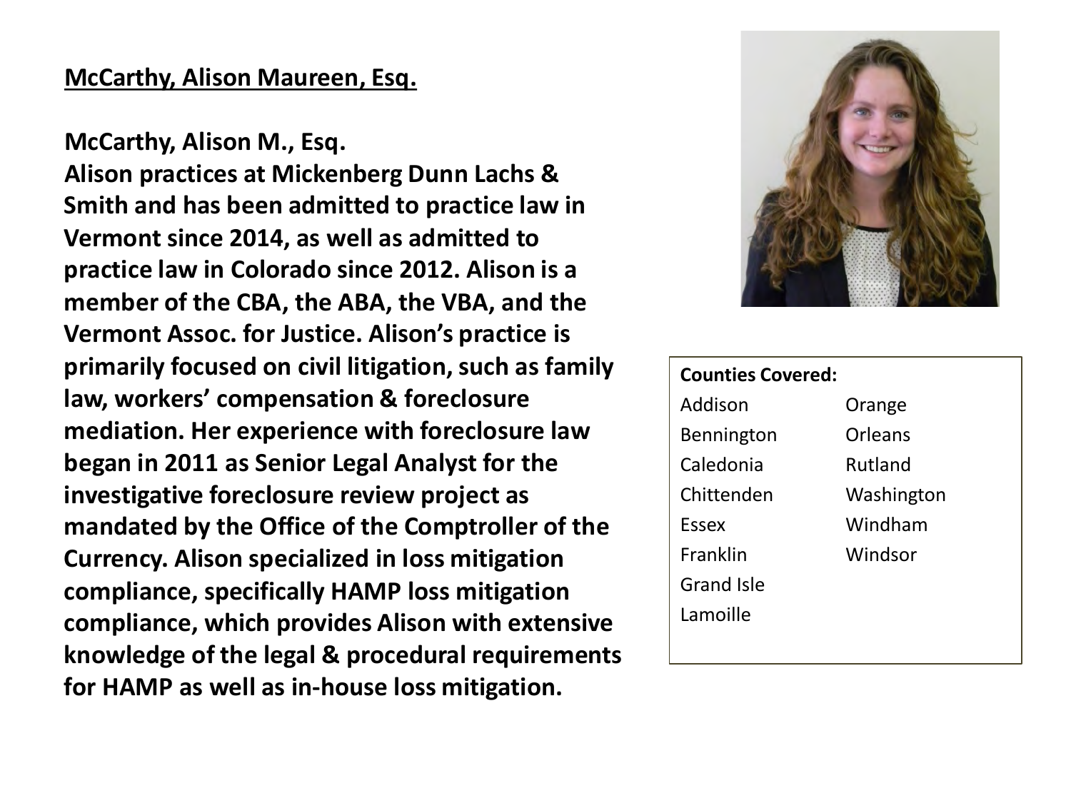**McCarthy, Alison Maureen, Esq.**

**McCarthy, Alison M., Esq.**
**Alison practices at Mickenberg Dunn Lachs & Smith and has been admitted to practice law in Vermont since 2014, as well as admitted to practice law in Colorado since 2012. Alison is a member of the CBA, the ABA, the VBA, and the Vermont Assoc. for Justice. Alison's practice is primarily focused on civil litigation, such as family law, workers' compensation & foreclosure mediation. Her experience with foreclosure law began in 2011 as Senior Legal Analyst for the investigative foreclosure review project as mandated by the Office of the Comptroller of the Currency. Alison specialized in loss mitigation compliance, specifically HAMP loss mitigation compliance, which provides Alison with extensive knowledge of the legal & procedural requirements for HAMP as well as in-house loss mitigation.**

**Counties Covered:**

| | |
|---|---|
| Addison | Orange |
| Bennington | Orleans |
| Caledonia | Rutland |
| Chittenden | Washington |
| Essex | Windham |
| Franklin | Windsor |
| Grand Isle | |
| Lamoille | |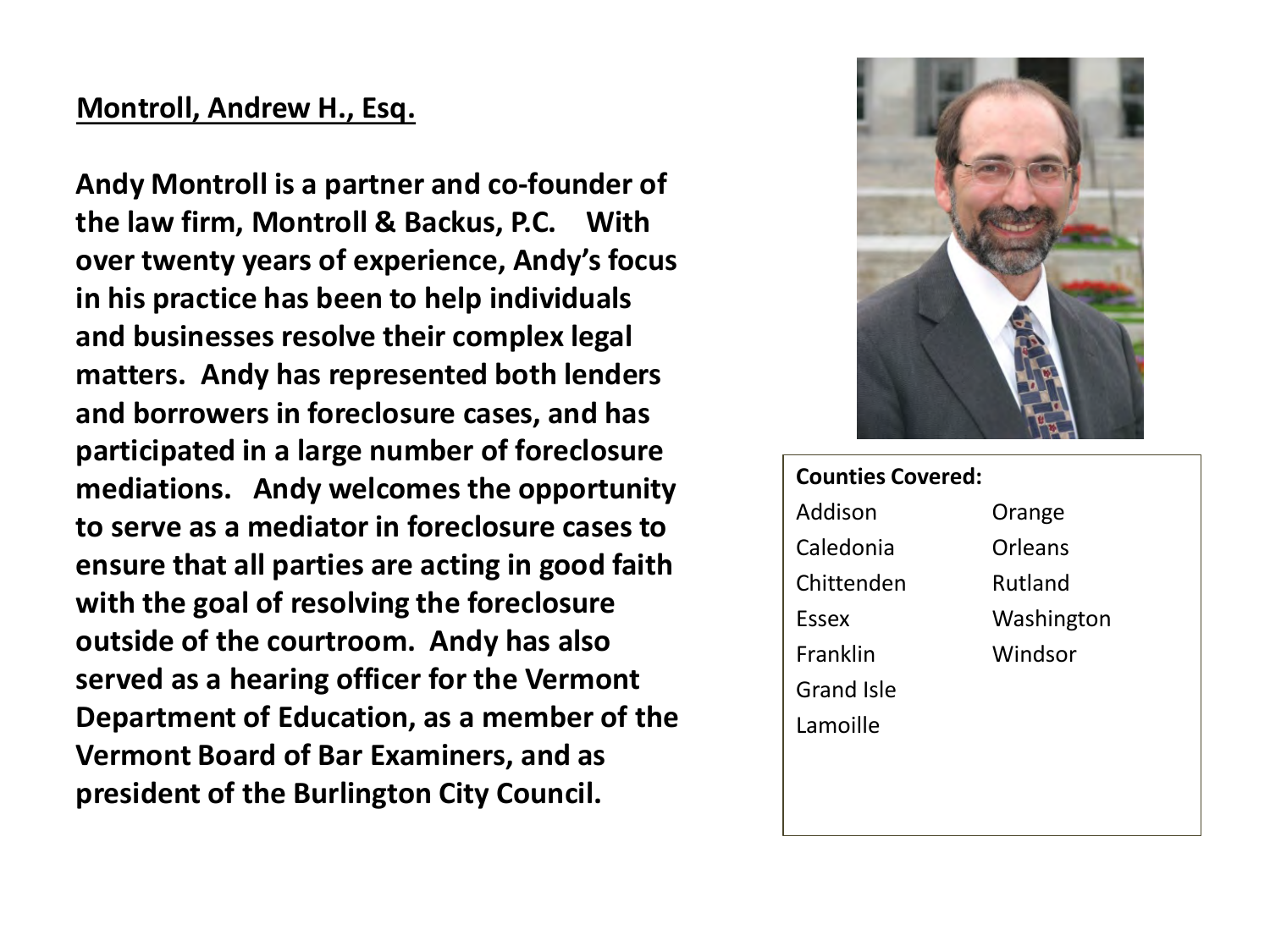**<u>Montroll, Andrew H., Esq.</u>**

**Andy Montroll is a partner and co-founder of the law firm, Montroll & Backus, P.C. With over twenty years of experience, Andy's focus in his practice has been to help individuals and businesses resolve their complex legal matters. Andy has represented both lenders and borrowers in foreclosure cases, and has participated in a large number of foreclosure mediations. Andy welcomes the opportunity to serve as a mediator in foreclosure cases to ensure that all parties are acting in good faith with the goal of resolving the foreclosure outside of the courtroom. Andy has also served as a hearing officer for the Vermont Department of Education, as a member of the Vermont Board of Bar Examiners, and as president of the Burlington City Council.**

**Counties Covered:**

| | |
|---|---|
| Addison | Orange |
| Caledonia | Orleans |
| Chittenden | Rutland |
| Essex | Washington |
| Franklin | Windsor |
| Grand Isle | |
| Lamoille | |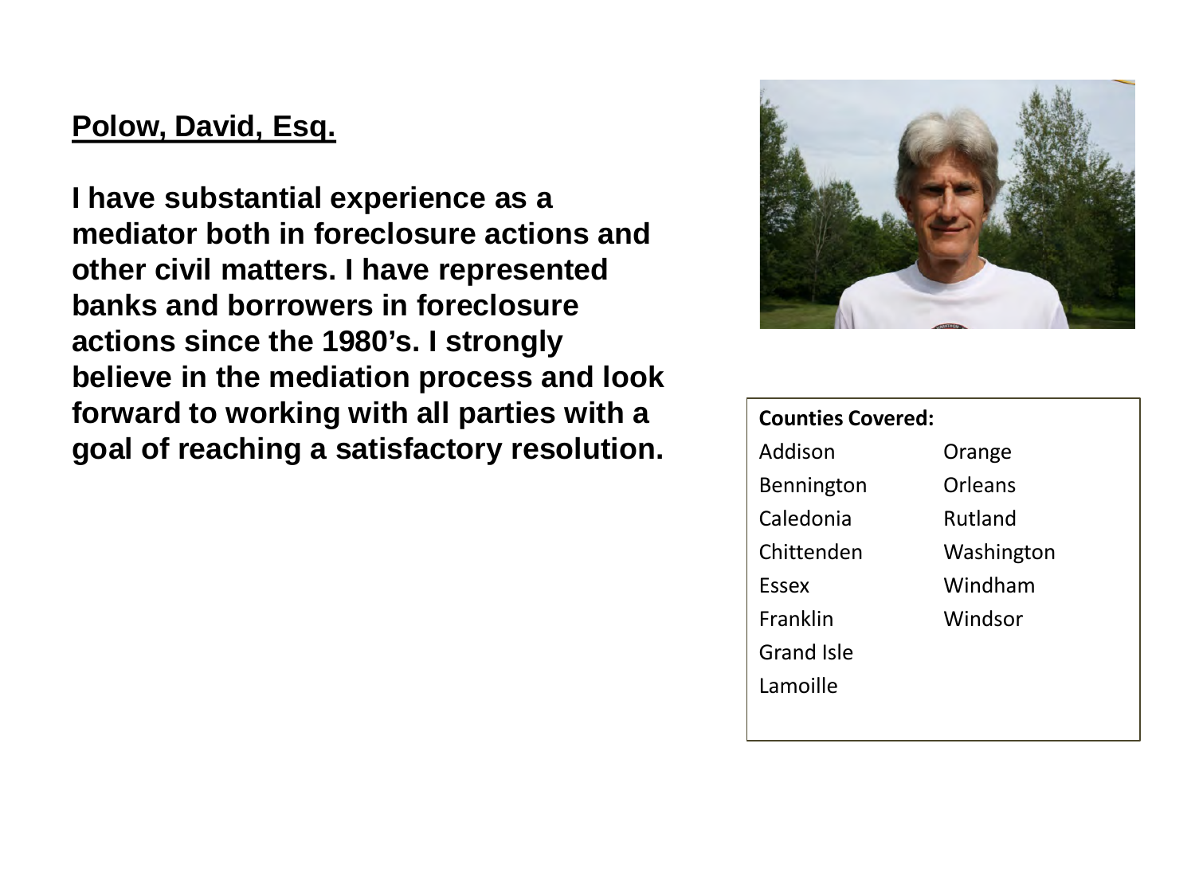**<u>Polow, David, Esq.</u>**

**I have substantial experience as a mediator both in foreclosure actions and other civil matters. I have represented banks and borrowers in foreclosure actions since the 1980's. I strongly believe in the mediation process and look forward to working with all parties with a goal of reaching a satisfactory resolution.**

**Counties Covered:**

- Addison
- Bennington
- Caledonia
- Chittenden
- Essex
- Franklin
- Grand Isle
- Lamoille
- Orange
- Orleans
- Rutland
- Washington
- Windham
- Windsor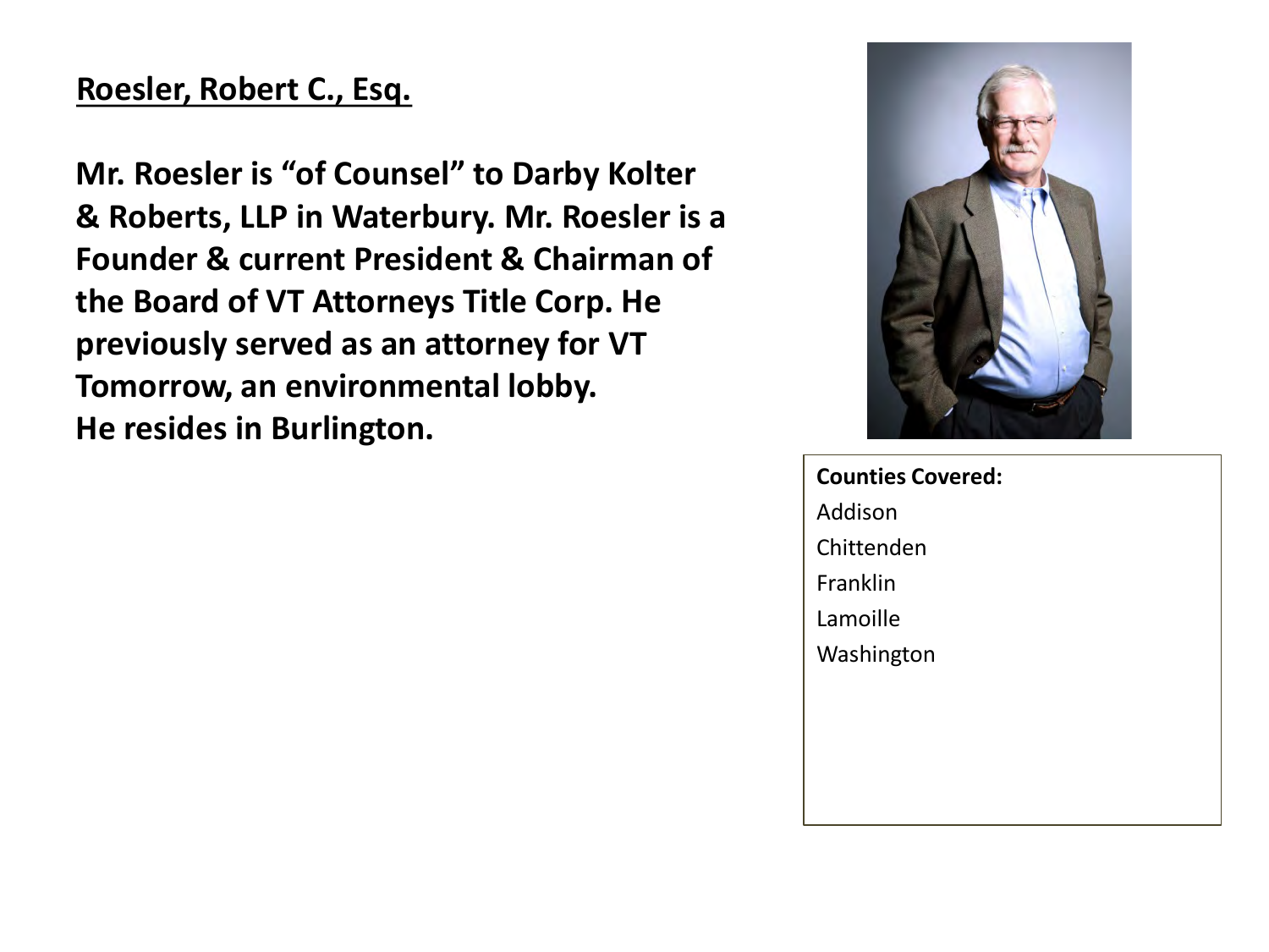## Roesler, Robert C., Esq.

**Mr. Roesler is "of Counsel" to Darby Kolter & Roberts, LLP in Waterbury. Mr. Roesler is a Founder & current President & Chairman of the Board of VT Attorneys Title Corp. He previously served as an attorney for VT Tomorrow, an environmental lobby. He resides in Burlington.**

**Counties Covered:**

Addison
Chittenden
Franklin
Lamoille
Washington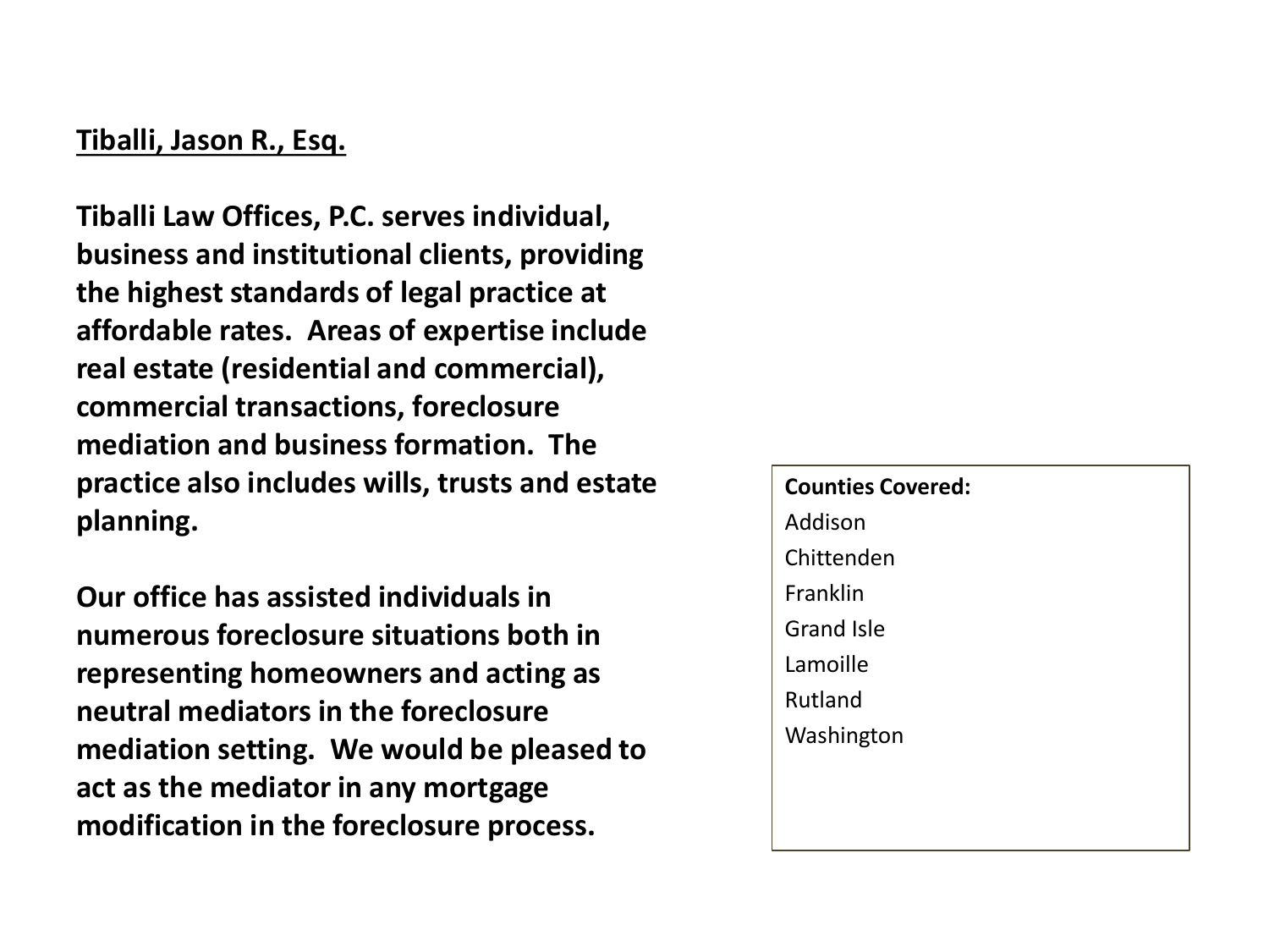**Tiballi, Jason R., Esq.**

**Tiballi Law Offices, P.C. serves individual, business and institutional clients, providing the highest standards of legal practice at affordable rates. Areas of expertise include real estate (residential and commercial), commercial transactions, foreclosure mediation and business formation. The practice also includes wills, trusts and estate planning.**

**Our office has assisted individuals in numerous foreclosure situations both in representing homeowners and acting as neutral mediators in the foreclosure mediation setting. We would be pleased to act as the mediator in any mortgage modification in the foreclosure process.**

**Counties Covered:**

- Addison
- Chittenden
- Franklin
- Grand Isle
- Lamoille
- Rutland
- Washington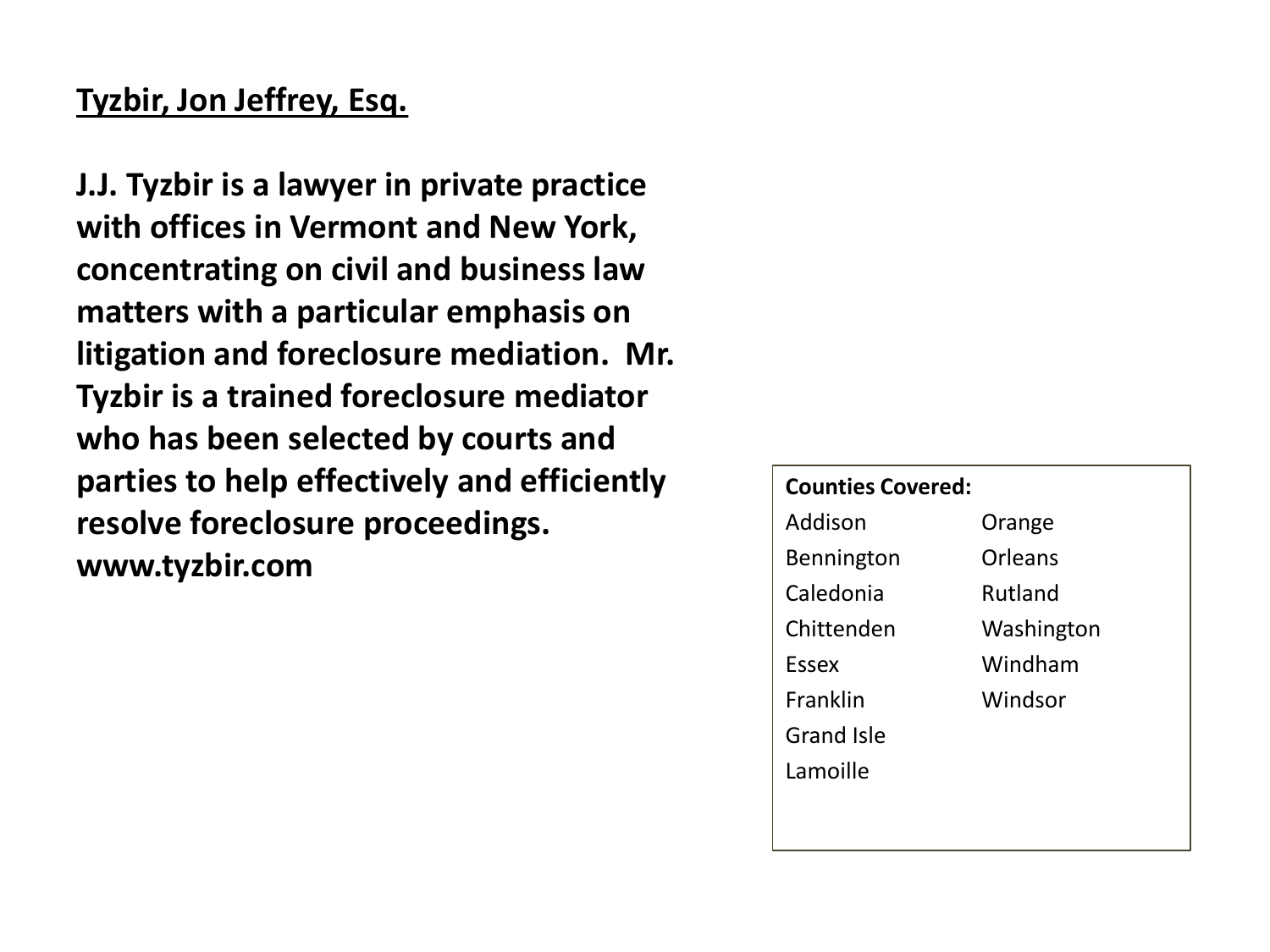**Tyzbir, Jon Jeffrey, Esq.**

**J.J. Tyzbir is a lawyer in private practice with offices in Vermont and New York, concentrating on civil and business law matters with a particular emphasis on litigation and foreclosure mediation. Mr. Tyzbir is a trained foreclosure mediator who has been selected by courts and parties to help effectively and efficiently resolve foreclosure proceedings. www.tyzbir.com**

**Counties Covered:**

| | |
|---|---|
| Addison | Orange |
| Bennington | Orleans |
| Caledonia | Rutland |
| Chittenden | Washington |
| Essex | Windham |
| Franklin | Windsor |
| Grand Isle | |
| Lamoille | |